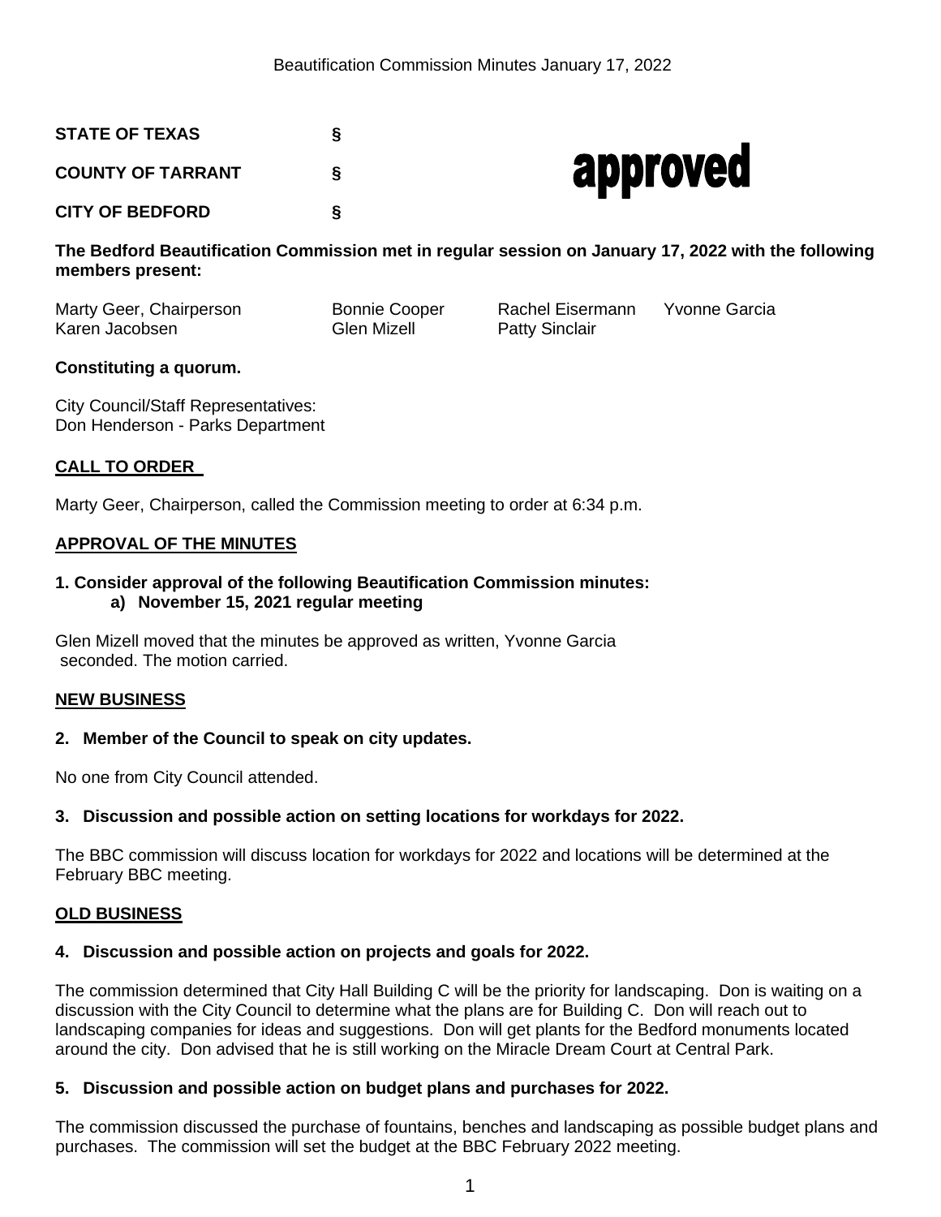**STATE OF TEXAS §**

**COUNTY OF TARRANT §**

**CITY OF BEDFORD §**

**approved**

**The Bedford Beautification Commission met in regular session on January 17, 2022 with the following members present:**

| | | | |
|---|---|---|---|
| Marty Geer, Chairperson | Bonnie Cooper | Rachel Eisermann | Yvonne Garcia |
| Karen Jacobsen | Glen Mizell | Patty Sinclair | |

**Constituting a quorum.**

City Council/Staff Representatives:
Don Henderson - Parks Department

## CALL TO ORDER

Marty Geer, Chairperson, called the Commission meeting to order at 6:34 p.m.

## APPROVAL OF THE MINUTES

**1. Consider approval of the following Beautification Commission minutes:**
**a) November 15, 2021 regular meeting**

Glen Mizell moved that the minutes be approved as written, Yvonne Garcia seconded. The motion carried.

## NEW BUSINESS

**2. Member of the Council to speak on city updates.**

No one from City Council attended.

**3. Discussion and possible action on setting locations for workdays for 2022.**

The BBC commission will discuss location for workdays for 2022 and locations will be determined at the February BBC meeting.

## OLD BUSINESS

**4. Discussion and possible action on projects and goals for 2022.**

The commission determined that City Hall Building C will be the priority for landscaping. Don is waiting on a discussion with the City Council to determine what the plans are for Building C. Don will reach out to landscaping companies for ideas and suggestions. Don will get plants for the Bedford monuments located around the city. Don advised that he is still working on the Miracle Dream Court at Central Park.

**5. Discussion and possible action on budget plans and purchases for 2022.**

The commission discussed the purchase of fountains, benches and landscaping as possible budget plans and purchases. The commission will set the budget at the BBC February 2022 meeting.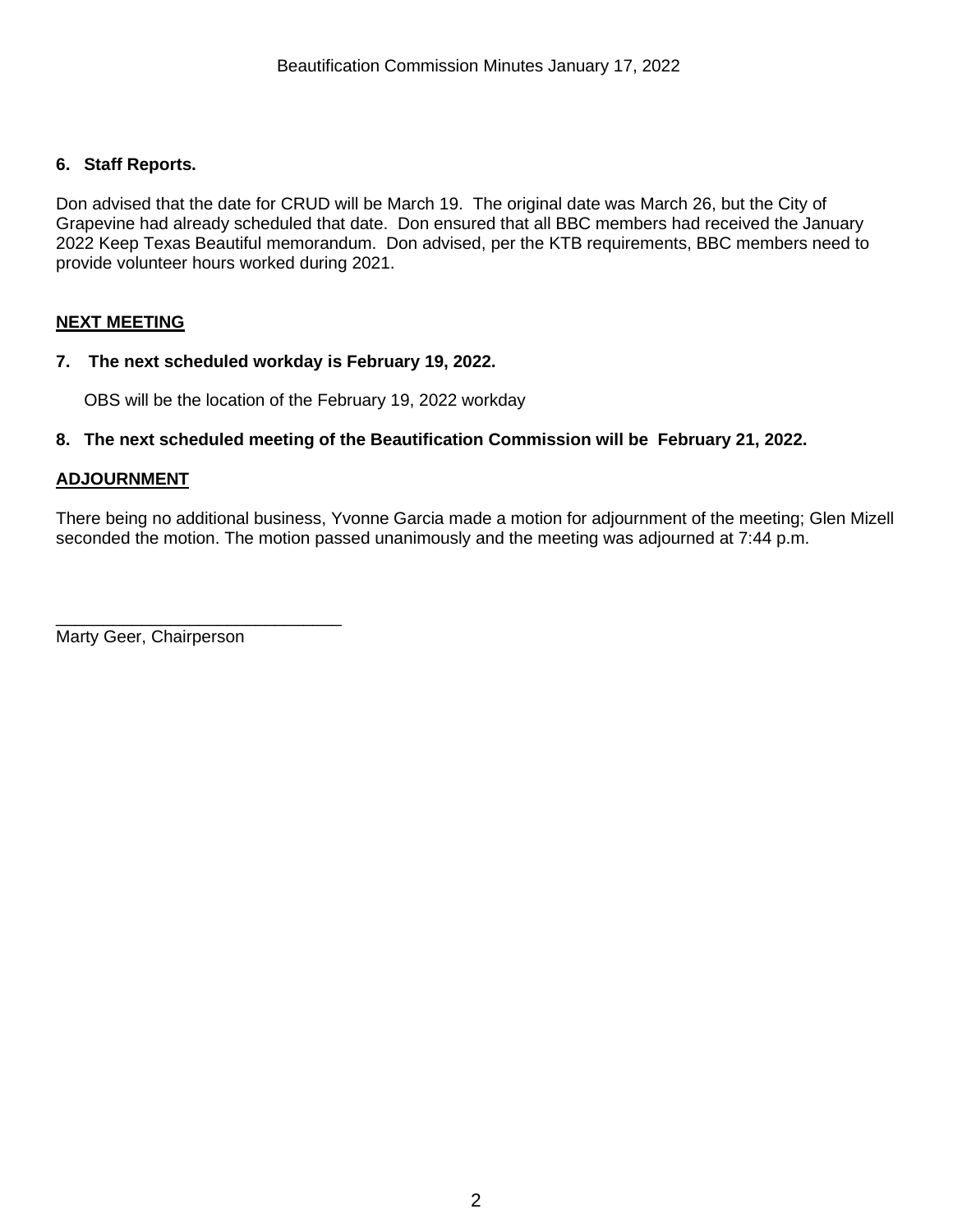**6. Staff Reports.**

Don advised that the date for CRUD will be March 19. The original date was March 26, but the City of Grapevine had already scheduled that date. Don ensured that all BBC members had received the January 2022 Keep Texas Beautiful memorandum. Don advised, per the KTB requirements, BBC members need to provide volunteer hours worked during 2021.

**NEXT MEETING**

**7. The next scheduled workday is February 19, 2022.**

OBS will be the location of the February 19, 2022 workday

**8. The next scheduled meeting of the Beautification Commission will be February 21, 2022.**

**ADJOURNMENT**

There being no additional business, Yvonne Garcia made a motion for adjournment of the meeting; Glen Mizell seconded the motion. The motion passed unanimously and the meeting was adjourned at 7:44 p.m.

______________________________
Marty Geer, Chairperson